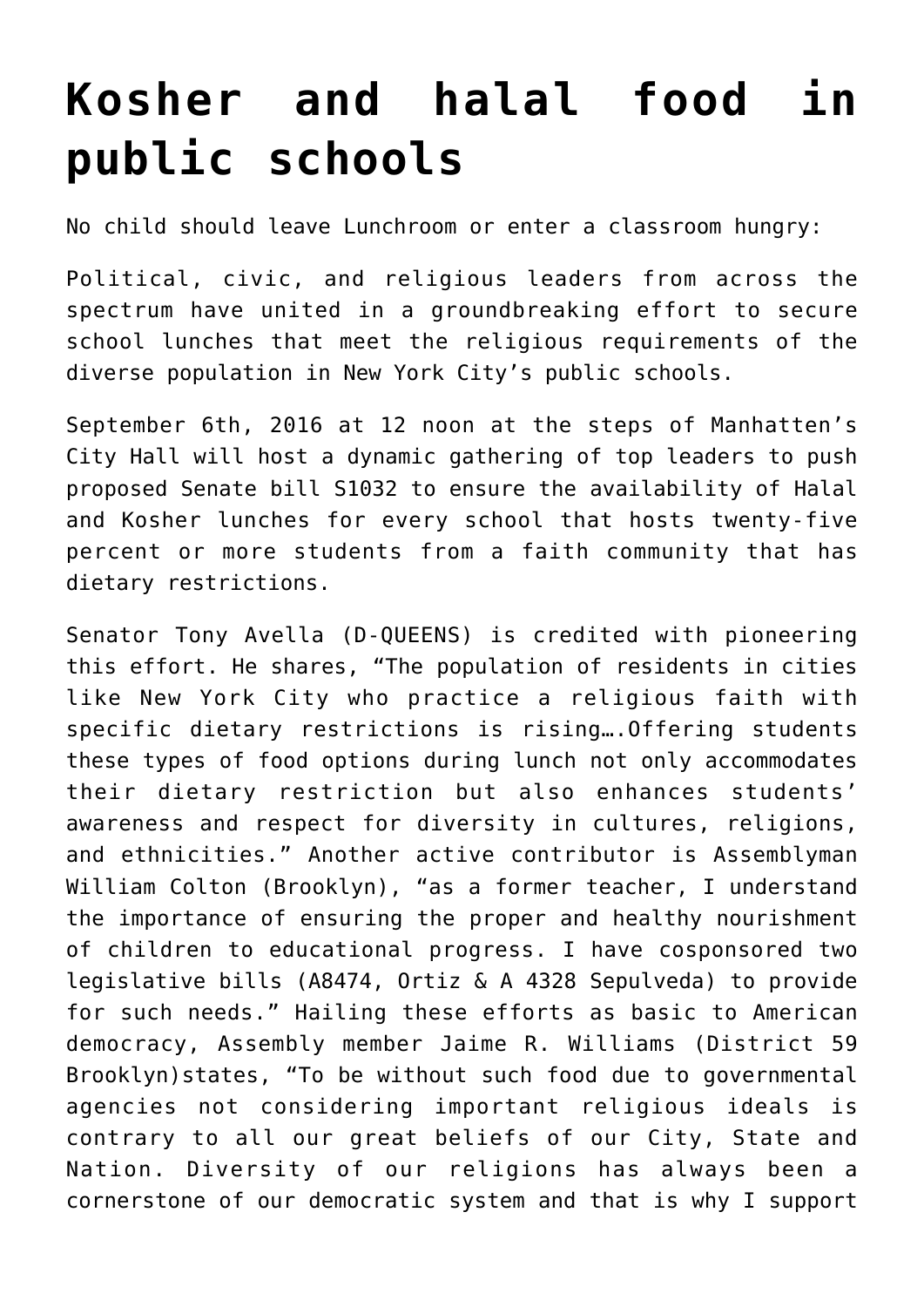# Kosher and halal food in public schools

No child should leave Lunchroom or enter a classroom hungry:

Political, civic, and religious leaders from across the spectrum have united in a groundbreaking effort to secure school lunches that meet the religious requirements of the diverse population in New York City's public schools.

September 6th, 2016 at 12 noon at the steps of Manhatten's City Hall will host a dynamic gathering of top leaders to push proposed Senate bill S1032 to ensure the availability of Halal and Kosher lunches for every school that hosts twenty-five percent or more students from a faith community that has dietary restrictions.

Senator Tony Avella (D-QUEENS) is credited with pioneering this effort. He shares, "The population of residents in cities like New York City who practice a religious faith with specific dietary restrictions is rising….Offering students these types of food options during lunch not only accommodates their dietary restriction but also enhances students' awareness and respect for diversity in cultures, religions, and ethnicities." Another active contributor is Assemblyman William Colton (Brooklyn), "as a former teacher, I understand the importance of ensuring the proper and healthy nourishment of children to educational progress. I have cosponsored two legislative bills (A8474, Ortiz & A 4328 Sepulveda) to provide for such needs." Hailing these efforts as basic to American democracy, Assembly member Jaime R. Williams (District 59 Brooklyn)states, "To be without such food due to governmental agencies not considering important religious ideals is contrary to all our great beliefs of our City, State and Nation. Diversity of our religions has always been a cornerstone of our democratic system and that is why I support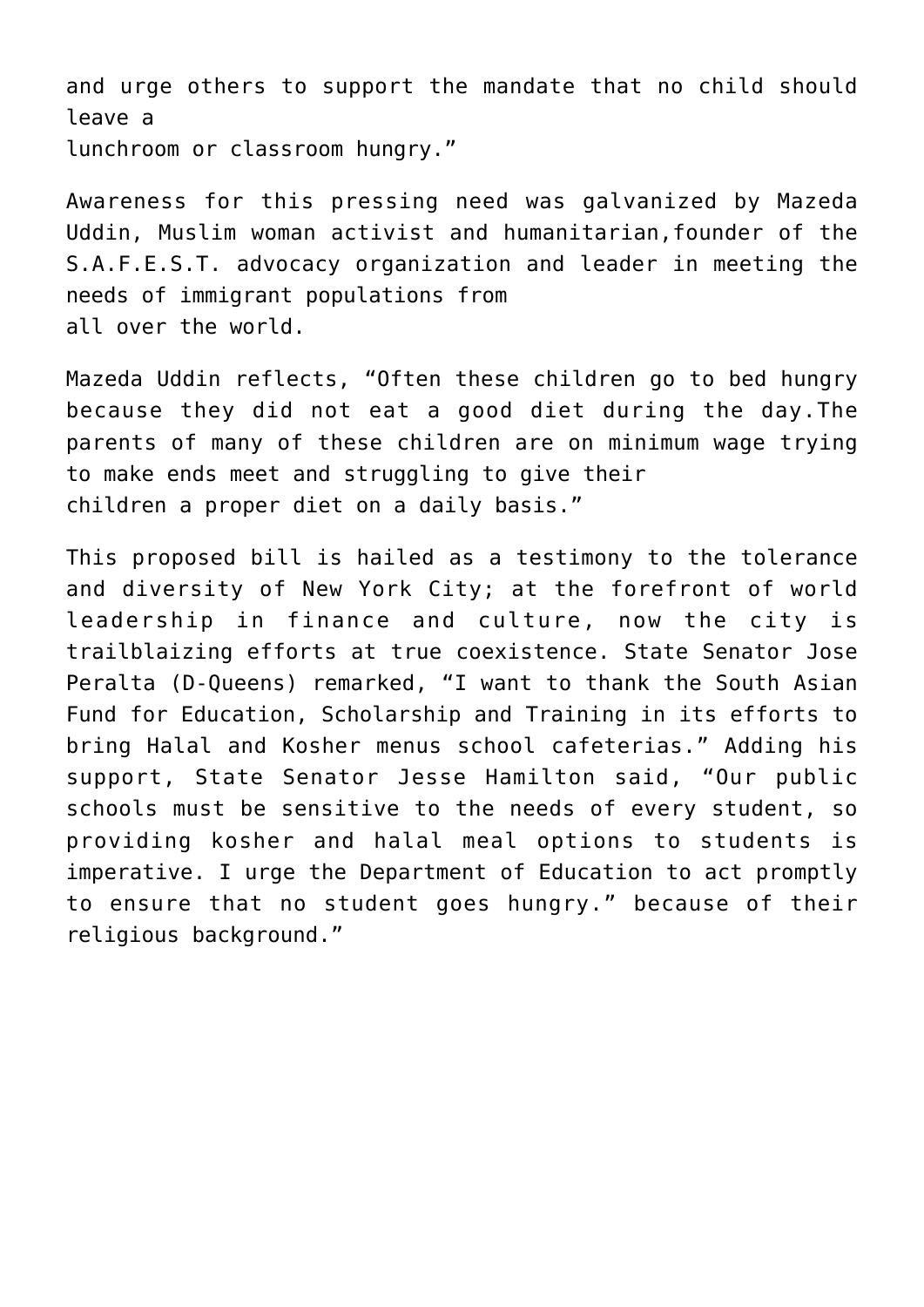and urge others to support the mandate that no child should leave a lunchroom or classroom hungry."

Awareness for this pressing need was galvanized by Mazeda Uddin, Muslim woman activist and humanitarian,founder of the S.A.F.E.S.T. advocacy organization and leader in meeting the needs of immigrant populations from all over the world.

Mazeda Uddin reflects, "Often these children go to bed hungry because they did not eat a good diet during the day.The parents of many of these children are on minimum wage trying to make ends meet and struggling to give their children a proper diet on a daily basis."

This proposed bill is hailed as a testimony to the tolerance and diversity of New York City; at the forefront of world leadership in finance and culture, now the city is trailblaizing efforts at true coexistence. State Senator Jose Peralta (D-Queens) remarked, "I want to thank the South Asian Fund for Education, Scholarship and Training in its efforts to bring Halal and Kosher menus school cafeterias." Adding his support, State Senator Jesse Hamilton said, "Our public schools must be sensitive to the needs of every student, so providing kosher and halal meal options to students is imperative. I urge the Department of Education to act promptly to ensure that no student goes hungry." because of their religious background."